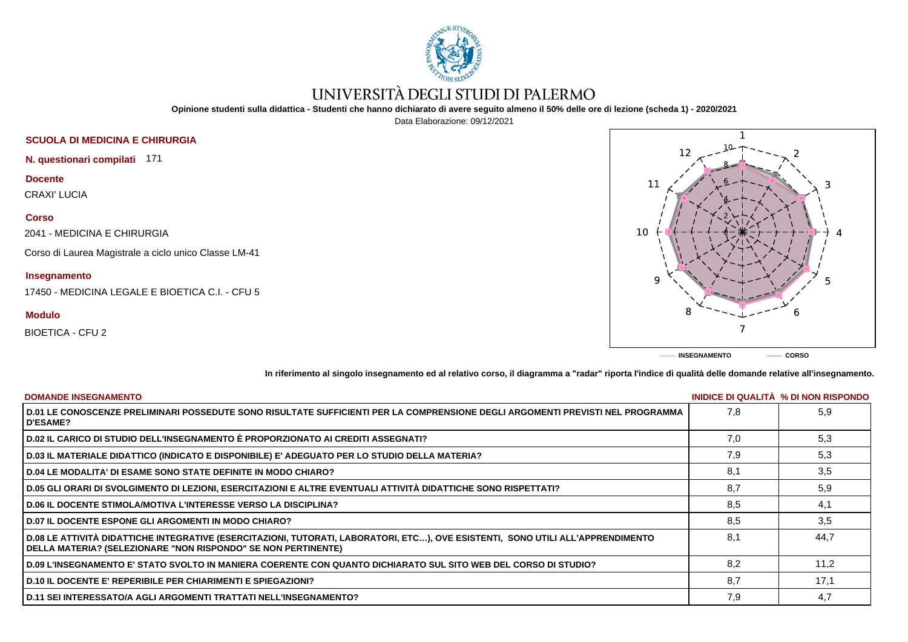# UNIVERSITÀ DEGLI STUDI DI PALERMO

**Opinione studenti sulla didattica - Studenti che hanno dichiarato di avere seguito almeno il 50% delle ore di lezione (scheda 1) - 2020/2021**

Data Elaborazione: 09/12/2021

**SCUOLA DI MEDICINA E CHIRURGIA**

**N. questionari compilati** 171

**Docente**

CRAXI' LUCIA

**Corso**

2041 - MEDICINA E CHIRURGIA

Corso di Laurea Magistrale a ciclo unico Classe LM-41

**Insegnamento**

17450 - MEDICINA LEGALE E BIOETICA C.I. - CFU 5

**Modulo**

BIOETICA - CFU 2

------- INSEGNAMENTO ------- CORSO

**In riferimento al singolo insegnamento ed al relativo corso, il diagramma a "radar" riporta l'indice di qualità delle domande relative all'insegnamento.**

| DOMANDE INSEGNAMENTO | INIDICE DI QUALITÀ | % DI NON RISPONDO |
|---|---|---|
| D.01 LE CONOSCENZE PRELIMINARI POSSEDUTE SONO RISULTATE SUFFICIENTI PER LA COMPRENSIONE DEGLI ARGOMENTI PREVISTI NEL PROGRAMMA D'ESAME? | 7,8 | 5,9 |
| D.02 IL CARICO DI STUDIO DELL'INSEGNAMENTO È PROPORZIONATO AI CREDITI ASSEGNATI? | 7,0 | 5,3 |
| D.03 IL MATERIALE DIDATTICO (INDICATO E DISPONIBILE) E' ADEGUATO PER LO STUDIO DELLA MATERIA? | 7,9 | 5,3 |
| D.04 LE MODALITA' DI ESAME SONO STATE DEFINITE IN MODO CHIARO? | 8,1 | 3,5 |
| D.05 GLI ORARI DI SVOLGIMENTO DI LEZIONI, ESERCITAZIONI E ALTRE EVENTUALI ATTIVITÀ DIDATTICHE SONO RISPETTATI? | 8,7 | 5,9 |
| D.06 IL DOCENTE STIMOLA/MOTIVA L'INTERESSE VERSO LA DISCIPLINA? | 8,5 | 4,1 |
| D.07 IL DOCENTE ESPONE GLI ARGOMENTI IN MODO CHIARO? | 8,5 | 3,5 |
| D.08 LE ATTIVITÀ DIDATTICHE INTEGRATIVE (ESERCITAZIONI, TUTORATI, LABORATORI, ETC…), OVE ESISTENTI, SONO UTILI ALL'APPRENDIMENTO DELLA MATERIA? (SELEZIONARE "NON RISPONDO" SE NON PERTINENTE) | 8,1 | 44,7 |
| D.09 L'INSEGNAMENTO E' STATO SVOLTO IN MANIERA COERENTE CON QUANTO DICHIARATO SUL SITO WEB DEL CORSO DI STUDIO? | 8,2 | 11,2 |
| D.10 IL DOCENTE E' REPERIBILE PER CHIARIMENTI E SPIEGAZIONI? | 8,7 | 17,1 |
| D.11 SEI INTERESSATO/A AGLI ARGOMENTI TRATTATI NELL'INSEGNAMENTO? | 7,9 | 4,7 |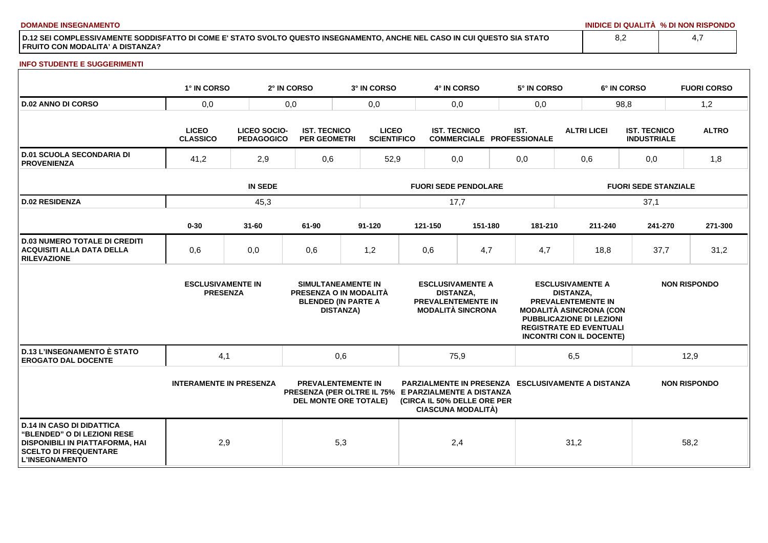**DOMANDE INSEGNAMENTO**

| | INIDICE DI QUALITÀ | % DI NON RISPONDO |
|---|---|---|
| **D.12 SEI COMPLESSIVAMENTE SODDISFATTO DI COME E' STATO SVOLTO QUESTO INSEGNAMENTO, ANCHE NEL CASO IN CUI QUESTO SIA STATO FRUITO CON MODALITA' A DISTANZA?** | 8,2 | 4,7 |

**INFO STUDENTE E SUGGERIMENTI**

| | 1° IN CORSO | 2° IN CORSO | 3° IN CORSO | 4° IN CORSO | 5° IN CORSO | 6° IN CORSO | FUORI CORSO |
|---|---|---|---|---|---|---|---|
| **D.02 ANNO DI CORSO** | 0,0 | 0,0 | 0,0 | 0,0 | 0,0 | 98,8 | 1,2 |

| | LICEO CLASSICO | LICEO SOCIO-PEDAGOGICO | IST. TECNICO PER GEOMETRI | LICEO SCIENTIFICO | IST. TECNICO COMMERCIALE | IST. PROFESSIONALE | ALTRI LICEI | IST. TECNICO INDUSTRIALE | ALTRO |
|---|---|---|---|---|---|---|---|---|---|
| **D.01 SCUOLA SECONDARIA DI PROVENIENZA** | 41,2 | 2,9 | 0,6 | 52,9 | 0,0 | 0,0 | 0,6 | 0,0 | 1,8 |

| | IN SEDE | FUORI SEDE PENDOLARE | FUORI SEDE STANZIALE |
|---|---|---|---|
| **D.02 RESIDENZA** | 45,3 | 17,7 | 37,1 |

| | 0-30 | 31-60 | 61-90 | 91-120 | 121-150 | 151-180 | 181-210 | 211-240 | 241-270 | 271-300 |
|---|---|---|---|---|---|---|---|---|---|---|
| **D.03 NUMERO TOTALE DI CREDITI ACQUISITI ALLA DATA DELLA RILEVAZIONE** | 0,6 | 0,0 | 0,6 | 1,2 | 0,6 | 4,7 | 4,7 | 18,8 | 37,7 | 31,2 |

| | ESCLUSIVAMENTE IN PRESENZA | SIMULTANEAMENTE IN PRESENZA O IN MODALITÀ BLENDED (IN PARTE A DISTANZA) | ESCLUSIVAMENTE A DISTANZA, PREVALENTEMENTE IN MODALITÀ SINCRONA | ESCLUSIVAMENTE A DISTANZA, PREVALENTEMENTE IN MODALITÀ ASINCRONA (CON PUBBLICAZIONE DI LEZIONI REGISTRATE ED EVENTUALI INCONTRI CON IL DOCENTE) | NON RISPONDO |
|---|---|---|---|---|---|
| **D.13 L'INSEGNAMENTO È STATO EROGATO DAL DOCENTE** | 4,1 | 0,6 | 75,9 | 6,5 | 12,9 |

| | INTERAMENTE IN PRESENZA | PREVALENTEMENTE IN PRESENZA (PER OLTRE IL 75% DEL MONTE ORE TOTALE) | PARZIALMENTE IN PRESENZA E PARZIALMENTE A DISTANZA (CIRCA IL 50% DELLE ORE PER CIASCUNA MODALITÀ) | ESCLUSIVAMENTE A DISTANZA | NON RISPONDO |
|---|---|---|---|---|---|
| **D.14 IN CASO DI DIDATTICA "BLENDED" O DI LEZIONI RESE DISPONIBILI IN PIATTAFORMA, HAI SCELTO DI FREQUENTARE L'INSEGNAMENTO** | 2,9 | 5,3 | 2,4 | 31,2 | 58,2 |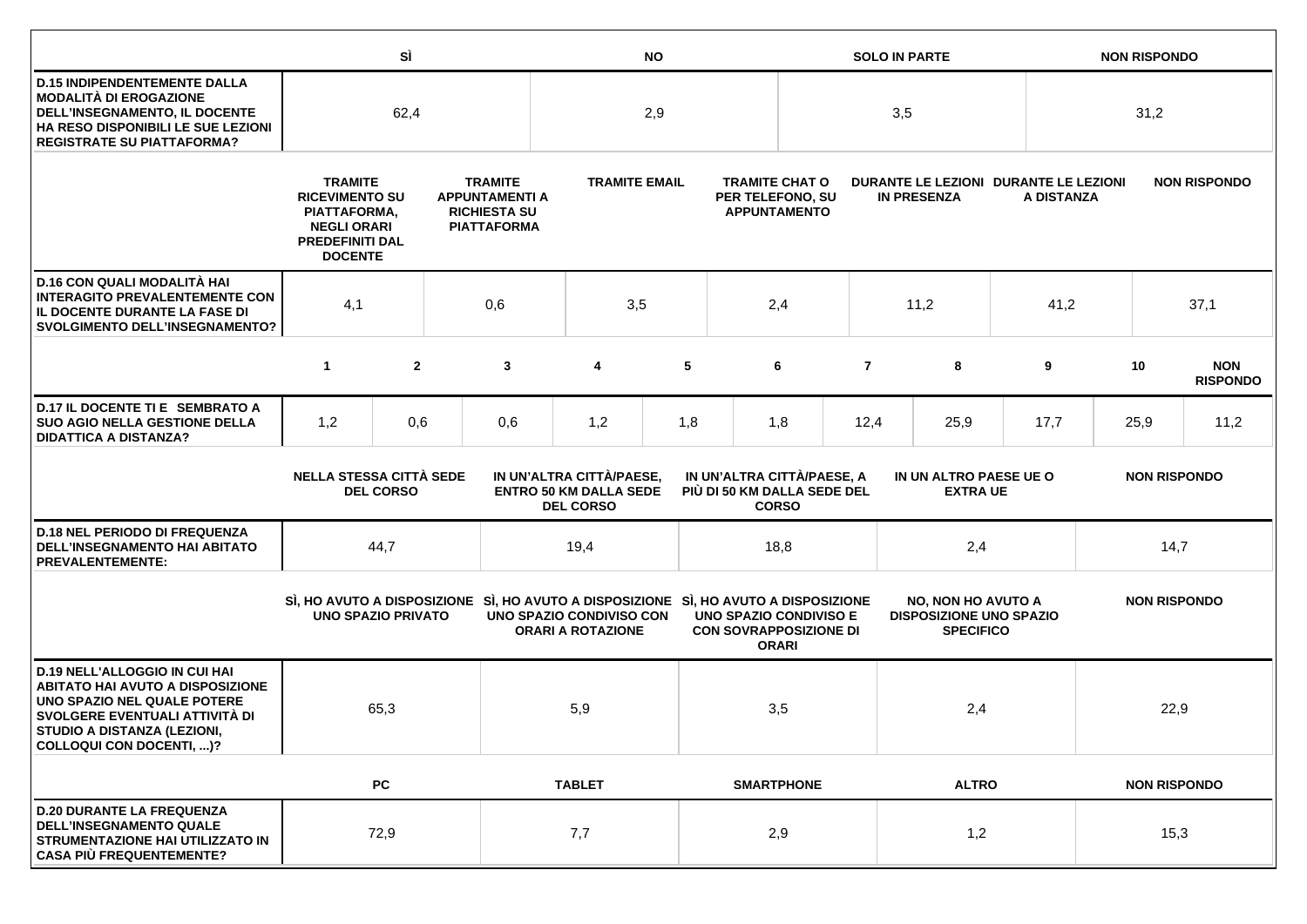| | SÌ | NO | SOLO IN PARTE | NON RISPONDO |
|---|---|---|---|---|
| **D.15 INDIPENDENTEMENTE DALLA MODALITÀ DI EROGAZIONE DELL'INSEGNAMENTO, IL DOCENTE HA RESO DISPONIBILI LE SUE LEZIONI REGISTRATE SU PIATTAFORMA?** | 62,4 | 2,9 | 3,5 | 31,2 |

| | TRAMITE RICEVIMENTO SU PIATTAFORMA, NEGLI ORARI PREDEFINITI DAL DOCENTE | TRAMITE APPUNTAMENTI A RICHIESTA SU PIATTAFORMA | TRAMITE EMAIL | TRAMITE CHAT O PER TELEFONO, SU APPUNTAMENTO | DURANTE LE LEZIONI IN PRESENZA | DURANTE LE LEZIONI A DISTANZA | NON RISPONDO |
|---|---|---|---|---|---|---|---|
| **D.16 CON QUALI MODALITÀ HAI INTERAGITO PREVALENTEMENTE CON IL DOCENTE DURANTE LA FASE DI SVOLGIMENTO DELL'INSEGNAMENTO?** | 4,1 | 0,6 | 3,5 | 2,4 | 11,2 | 41,2 | 37,1 |

| | 1 | 2 | 3 | 4 | 5 | 6 | 7 | 8 | 9 | 10 | NON RISPONDO |
|---|---|---|---|---|---|---|---|---|---|---|---|
| **D.17 IL DOCENTE TI E SEMBRATO A SUO AGIO NELLA GESTIONE DELLA DIDATTICA A DISTANZA?** | 1,2 | 0,6 | 0,6 | 1,2 | 1,8 | 1,8 | 12,4 | 25,9 | 17,7 | 25,9 | 11,2 |

| | NELLA STESSA CITTÀ SEDE DEL CORSO | IN UN'ALTRA CITTÀ/PAESE, ENTRO 50 KM DALLA SEDE DEL CORSO | IN UN'ALTRA CITTÀ/PAESE, A PIÙ DI 50 KM DALLA SEDE DEL CORSO | IN UN ALTRO PAESE UE O EXTRA UE | NON RISPONDO |
|---|---|---|---|---|---|
| **D.18 NEL PERIODO DI FREQUENZA DELL'INSEGNAMENTO HAI ABITATO PREVALENTEMENTE:** | 44,7 | 19,4 | 18,8 | 2,4 | 14,7 |

| | SÌ, HO AVUTO A DISPOSIZIONE UNO SPAZIO PRIVATO | SÌ, HO AVUTO A DISPOSIZIONE UNO SPAZIO CONDIVISO CON ORARI A ROTAZIONE | SÌ, HO AVUTO A DISPOSIZIONE UNO SPAZIO CONDIVISO E CON SOVRAPPOSIZIONE DI ORARI | NO, NON HO AVUTO A DISPOSIZIONE UNO SPAZIO SPECIFICO | NON RISPONDO |
|---|---|---|---|---|---|
| **D.19 NELL'ALLOGGIO IN CUI HAI ABITATO HAI AVUTO A DISPOSIZIONE UNO SPAZIO NEL QUALE POTERE SVOLGERE EVENTUALI ATTIVITÀ DI STUDIO A DISTANZA (LEZIONI, COLLOQUI CON DOCENTI, ...)?** | 65,3 | 5,9 | 3,5 | 2,4 | 22,9 |

| | PC | TABLET | SMARTPHONE | ALTRO | NON RISPONDO |
|---|---|---|---|---|---|
| **D.20 DURANTE LA FREQUENZA DELL'INSEGNAMENTO QUALE STRUMENTAZIONE HAI UTILIZZATO IN CASA PIÙ FREQUENTEMENTE?** | 72,9 | 7,7 | 2,9 | 1,2 | 15,3 |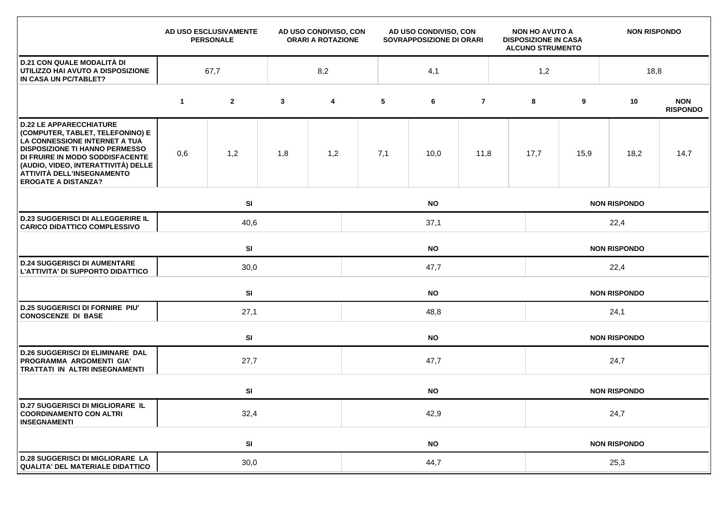| | AD USO ESCLUSIVAMENTE PERSONALE | AD USO CONDIVISO, CON ORARI A ROTAZIONE | AD USO CONDIVISO, CON SOVRAPPOSIZIONE DI ORARI | NON HO AVUTO A DISPOSIZIONE IN CASA ALCUNO STRUMENTO | NON RISPONDO |
|---|---|---|---|---|---|
| **D.21 CON QUALE MODALITÀ DI UTILIZZO HAI AVUTO A DISPOSIZIONE IN CASA UN PC/TABLET?** | 67,7 | 8,2 | 4,1 | 1,2 | 18,8 |

| | 1 | 2 | 3 | 4 | 5 | 6 | 7 | 8 | 9 | 10 | NON RISPONDO |
|---|---|---|---|---|---|---|---|---|---|---|---|
| **D.22 LE APPARECCHIATURE (COMPUTER, TABLET, TELEFONINO) E LA CONNESSIONE INTERNET A TUA DISPOSIZIONE TI HANNO PERMESSO DI FRUIRE IN MODO SODDISFACENTE (AUDIO, VIDEO, INTERATTIVITÀ) DELLE ATTIVITÀ DELL'INSEGNAMENTO EROGATE A DISTANZA?** | 0,6 | 1,2 | 1,8 | 1,2 | 7,1 | 10,0 | 11,8 | 17,7 | 15,9 | 18,2 | 14,7 |

| | SI | NO | NON RISPONDO |
|---|---|---|---|
| **D.23 SUGGERISCI DI ALLEGGERIRE IL CARICO DIDATTICO COMPLESSIVO** | 40,6 | 37,1 | 22,4 |
| **D.24 SUGGERISCI DI AUMENTARE L'ATTIVITA' DI SUPPORTO DIDATTICO** | 30,0 | 47,7 | 22,4 |
| **D.25 SUGGERISCI DI FORNIRE PIU' CONOSCENZE DI BASE** | 27,1 | 48,8 | 24,1 |
| **D.26 SUGGERISCI DI ELIMINARE DAL PROGRAMMA ARGOMENTI GIA' TRATTATI IN ALTRI INSEGNAMENTI** | 27,7 | 47,7 | 24,7 |
| **D.27 SUGGERISCI DI MIGLIORARE IL COORDINAMENTO CON ALTRI INSEGNAMENTI** | 32,4 | 42,9 | 24,7 |
| **D.28 SUGGERISCI DI MIGLIORARE LA QUALITA' DEL MATERIALE DIDATTICO** | 30,0 | 44,7 | 25,3 |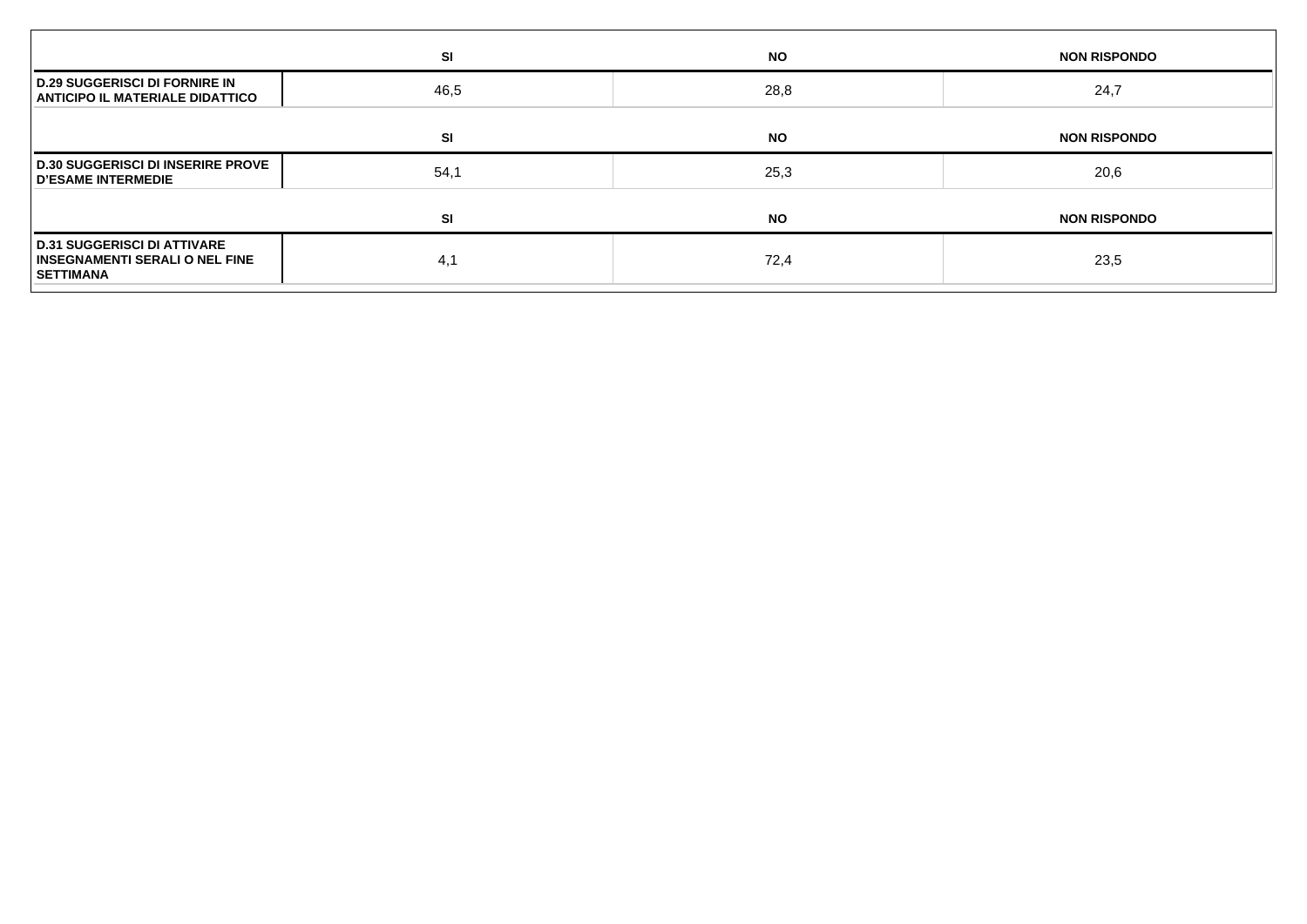| | SI | NO | NON RISPONDO |
|---|---|---|---|
| **D.29 SUGGERISCI DI FORNIRE IN ANTICIPO IL MATERIALE DIDATTICO** | 46,5 | 28,8 | 24,7 |

| | SI | NO | NON RISPONDO |
|---|---|---|---|
| **D.30 SUGGERISCI DI INSERIRE PROVE D'ESAME INTERMEDIE** | 54,1 | 25,3 | 20,6 |

| | SI | NO | NON RISPONDO |
|---|---|---|---|
| **D.31 SUGGERISCI DI ATTIVARE INSEGNAMENTI SERALI O NEL FINE SETTIMANA** | 4,1 | 72,4 | 23,5 |